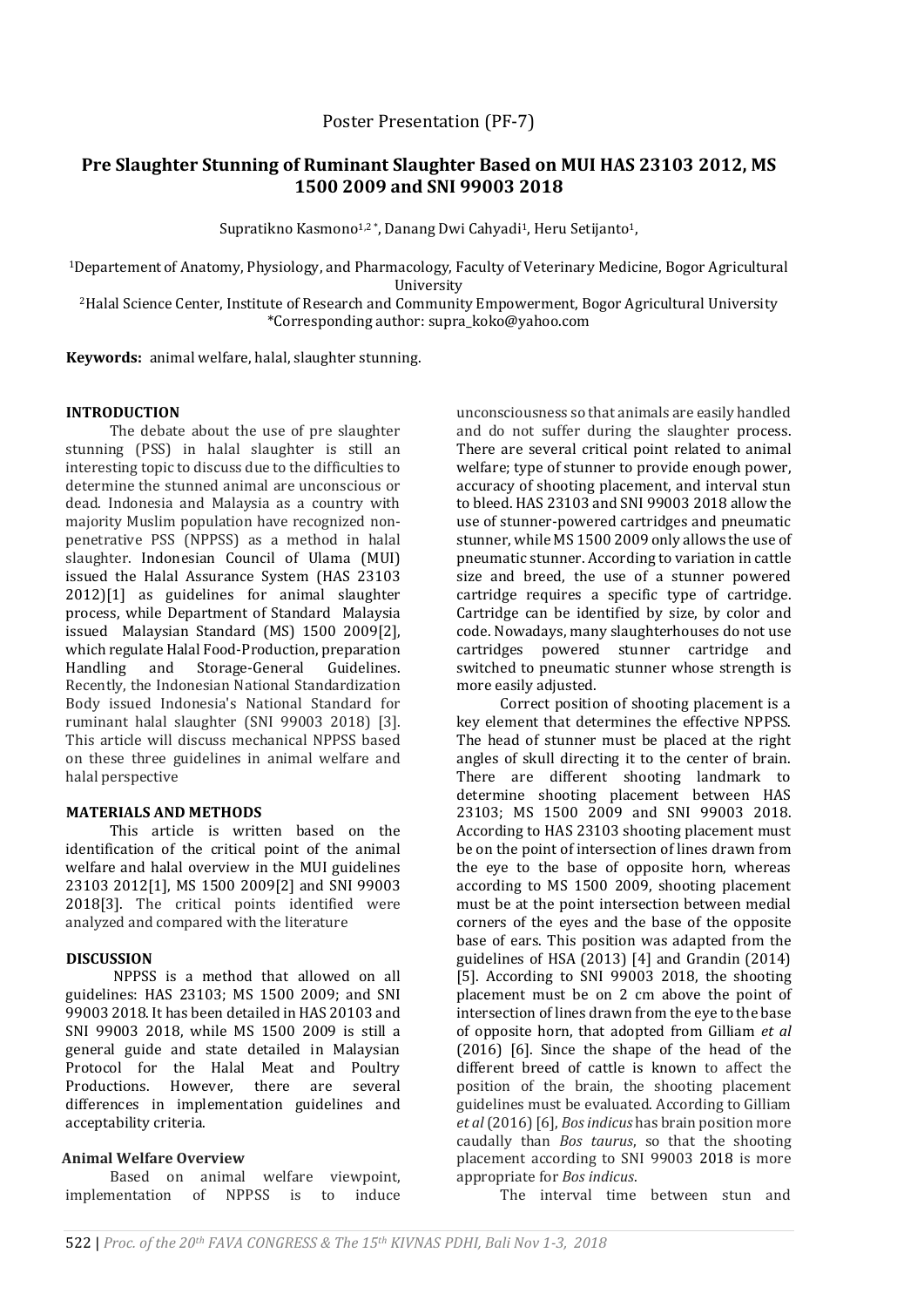Poster Presentation (PF-7)

# Pre Slaughter Stunning of Ruminant Slaughter Based on MUI HAS 23103 2012, MS 1500 2009 and SNI 99003 2018

Supratikno Kasmono[1,2*], Danang Dwi Cahyadi[1], Heru Setijanto[1],

[1]Departement of Anatomy, Physiology, and Pharmacology, Faculty of Veterinary Medicine, Bogor Agricultural University

[2]Halal Science Center, Institute of Research and Community Empowerment, Bogor Agricultural University

*Corresponding author: supra_koko@yahoo.com

**Keywords:** animal welfare, halal, slaughter stunning.

## INTRODUCTION

The debate about the use of pre slaughter stunning (PSS) in halal slaughter is still an interesting topic to discuss due to the difficulties to determine the stunned animal are unconscious or dead. Indonesia and Malaysia as a country with majority Muslim population have recognized non-penetrative PSS (NPPSS) as a method in halal slaughter. Indonesian Council of Ulama (MUI) issued the Halal Assurance System (HAS 23103 2012)[1] as guidelines for animal slaughter process, while Department of Standard Malaysia issued Malaysian Standard (MS) 1500 2009[2], which regulate Halal Food-Production, preparation Handling and Storage-General Guidelines. Recently, the Indonesian National Standardization Body issued Indonesia's National Standard for ruminant halal slaughter (SNI 99003 2018) [3]. This article will discuss mechanical NPPSS based on these three guidelines in animal welfare and halal perspective

## MATERIALS AND METHODS

This article is written based on the identification of the critical point of the animal welfare and halal overview in the MUI guidelines 23103 2012[1], MS 1500 2009[2] and SNI 99003 2018[3]. The critical points identified were analyzed and compared with the literature

## DISCUSSION

NPPSS is a method that allowed on all guidelines: HAS 23103; MS 1500 2009; and SNI 99003 2018. It has been detailed in HAS 20103 and SNI 99003 2018, while MS 1500 2009 is still a general guide and state detailed in Malaysian Protocol for the Halal Meat and Poultry Productions. However, there are several differences in implementation guidelines and acceptability criteria.

### Animal Welfare Overview

Based on animal welfare viewpoint, implementation of NPPSS is to induce unconsciousness so that animals are easily handled and do not suffer during the slaughter process. There are several critical point related to animal welfare; type of stunner to provide enough power, accuracy of shooting placement, and interval stun to bleed. HAS 23103 and SNI 99003 2018 allow the use of stunner-powered cartridges and pneumatic stunner, while MS 1500 2009 only allows the use of pneumatic stunner. According to variation in cattle size and breed, the use of a stunner powered cartridge requires a specific type of cartridge. Cartridge can be identified by size, by color and code. Nowadays, many slaughterhouses do not use cartridges powered stunner cartridge and switched to pneumatic stunner whose strength is more easily adjusted.

Correct position of shooting placement is a key element that determines the effective NPPSS. The head of stunner must be placed at the right angles of skull directing it to the center of brain. There are different shooting landmark to determine shooting placement between HAS 23103; MS 1500 2009 and SNI 99003 2018. According to HAS 23103 shooting placement must be on the point of intersection of lines drawn from the eye to the base of opposite horn, whereas according to MS 1500 2009, shooting placement must be at the point intersection between medial corners of the eyes and the base of the opposite base of ears. This position was adapted from the guidelines of HSA (2013) [4] and Grandin (2014) [5]. According to SNI 99003 2018, the shooting placement must be on 2 cm above the point of intersection of lines drawn from the eye to the base of opposite horn, that adopted from Gilliam *et al* (2016) [6]. Since the shape of the head of the different breed of cattle is known to affect the position of the brain, the shooting placement guidelines must be evaluated. According to Gilliam *et al* (2016) [6], *Bos indicus* has brain position more caudally than *Bos taurus*, so that the shooting placement according to SNI 99003 2018 is more appropriate for *Bos indicus*.

The interval time between stun and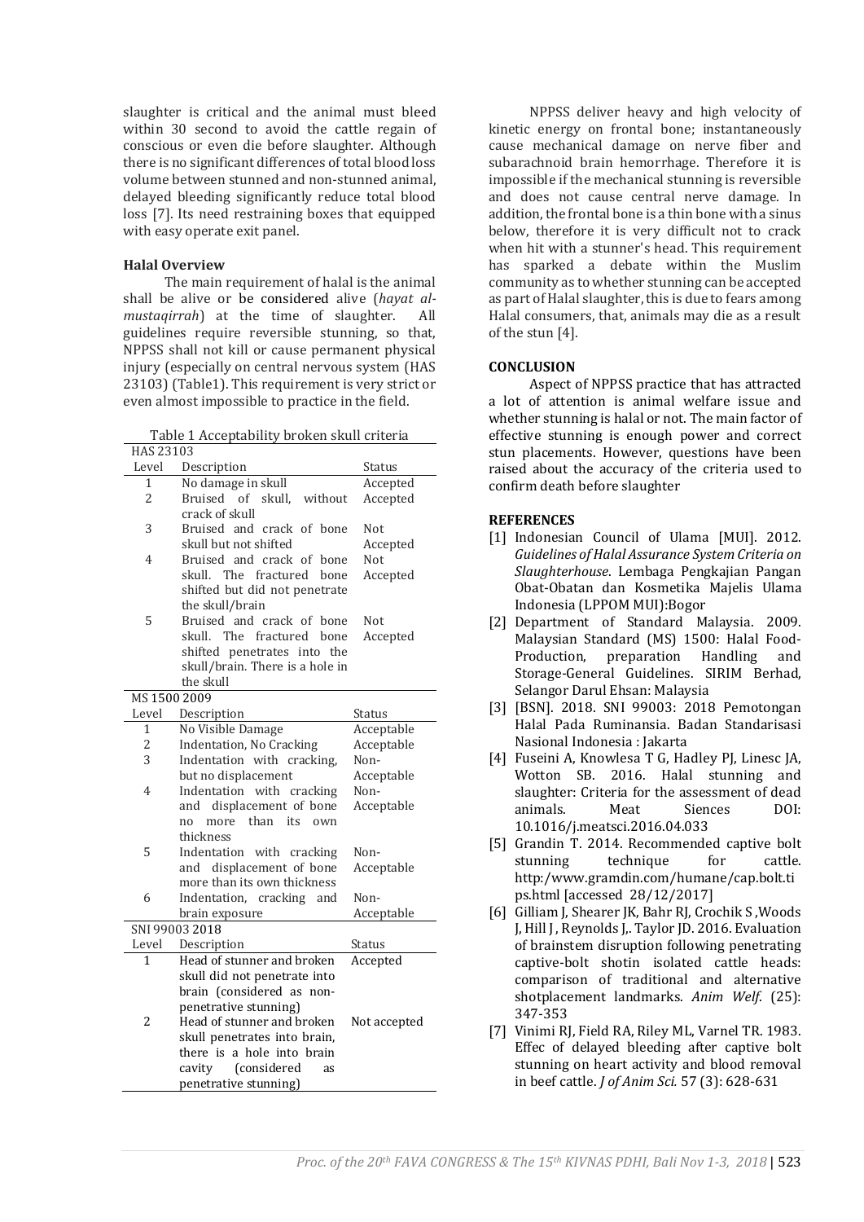slaughter is critical and the animal must bleed within 30 second to avoid the cattle regain of conscious or even die before slaughter. Although there is no significant differences of total blood loss volume between stunned and non-stunned animal, delayed bleeding significantly reduce total blood loss [7]. Its need restraining boxes that equipped with easy operate exit panel.

**Halal Overview**

The main requirement of halal is the animal shall be alive or be considered alive (*hayat al-mustaqirrah*) at the time of slaughter. All guidelines require reversible stunning, so that, NPPSS shall not kill or cause permanent physical injury (especially on central nervous system (HAS 23103) (Table1). This requirement is very strict or even almost impossible to practice in the field.

Table 1 Acceptability broken skull criteria

| | | |
|---|---|---|
| **HAS 23103** | | |
| Level | Description | Status |
| 1 | No damage in skull | Accepted |
| 2 | Bruised of skull, without crack of skull | Accepted |
| 3 | Bruised and crack of bone skull but not shifted | Not Accepted |
| 4 | Bruised and crack of bone skull. The fractured bone shifted but did not penetrate the skull/brain | Not Accepted |
| 5 | Bruised and crack of bone skull. The fractured bone shifted penetrates into the skull/brain. There is a hole in the skull | Not Accepted |
| **MS 1500 2009** | | |
| Level | Description | Status |
| 1 | No Visible Damage | Acceptable |
| 2 | Indentation, No Cracking | Acceptable |
| 3 | Indentation with cracking, but no displacement | Non-Acceptable |
| 4 | Indentation with cracking and displacement of bone no more than its own thickness | Non-Acceptable |
| 5 | Indentation with cracking and displacement of bone more than its own thickness | Non-Acceptable |
| 6 | Indentation, cracking and brain exposure | Non-Acceptable |
| **SNI 99003 2018** | | |
| Level | Description | Status |
| 1 | Head of stunner and broken skull did not penetrate into brain (considered as non-penetrative stunning) | Accepted |
| 2 | Head of stunner and broken skull penetrates into brain, there is a hole into brain cavity (considered as penetrative stunning) | Not accepted |

NPPSS deliver heavy and high velocity of kinetic energy on frontal bone; instantaneously cause mechanical damage on nerve fiber and subarachnoid brain hemorrhage. Therefore it is impossible if the mechanical stunning is reversible and does not cause central nerve damage. In addition, the frontal bone is a thin bone with a sinus below, therefore it is very difficult not to crack when hit with a stunner's head. This requirement has sparked a debate within the Muslim community as to whether stunning can be accepted as part of Halal slaughter, this is due to fears among Halal consumers, that, animals may die as a result of the stun [4].

**CONCLUSION**

Aspect of NPPSS practice that has attracted a lot of attention is animal welfare issue and whether stunning is halal or not. The main factor of effective stunning is enough power and correct stun placements. However, questions have been raised about the accuracy of the criteria used to confirm death before slaughter

**REFERENCES**

[1] Indonesian Council of Ulama [MUI]. 2012. *Guidelines of Halal Assurance System Criteria on Slaughterhouse*. Lembaga Pengkajian Pangan Obat-Obatan dan Kosmetika Majelis Ulama Indonesia (LPPOM MUI):Bogor

[2] Department of Standard Malaysia. 2009. Malaysian Standard (MS) 1500: Halal Food-Production, preparation Handling and Storage-General Guidelines. SIRIM Berhad, Selangor Darul Ehsan: Malaysia

[3] [BSN]. 2018. SNI 99003: 2018 Pemotongan Halal Pada Ruminansia. Badan Standarisasi Nasional Indonesia : Jakarta

[4] Fuseini A, Knowlesa T G, Hadley PJ, Linesc JA, Wotton SB. 2016. Halal stunning and slaughter: Criteria for the assessment of dead animals. Meat Siences DOI: 10.1016/j.meatsci.2016.04.033

[5] Grandin T. 2014. Recommended captive bolt stunning technique for cattle. http:/www.gramdin.com/humane/cap.bolt.tips.html [accessed 28/12/2017]

[6] Gilliam J, Shearer JK, Bahr RJ, Crochik S ,Woods J, Hill J , Reynolds J,. Taylor JD. 2016. Evaluation of brainstem disruption following penetrating captive-bolt shotin isolated cattle heads: comparison of traditional and alternative shotplacement landmarks. *Anim Welf*. (25): 347-353

[7] Vinimi RJ, Field RA, Riley ML, Varnel TR. 1983. Effec of delayed bleeding after captive bolt stunning on heart activity and blood removal in beef cattle. *J of Anim Sci.* 57 (3): 628-631